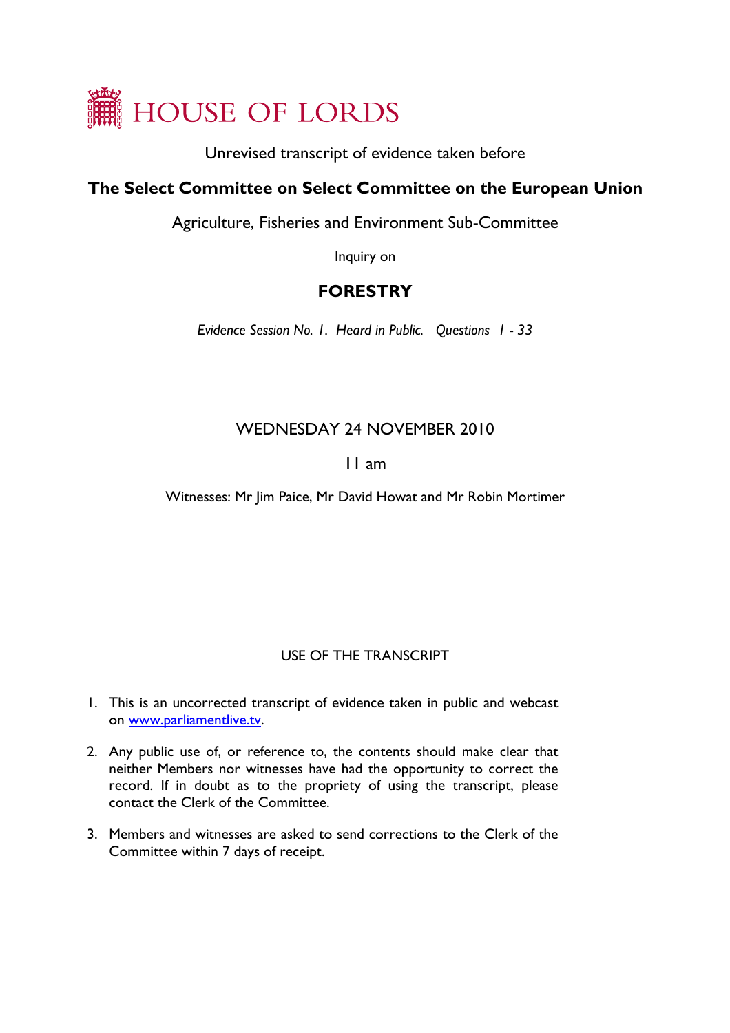# HOUSE OF LORDS

Unrevised transcript of evidence taken before

## The Select Committee on Select Committee on the European Union

Agriculture, Fisheries and Environment Sub-Committee

Inquiry on

## FORESTRY

*Evidence Session No. 1. Heard in Public. Questions 1 - 33*

WEDNESDAY 24 NOVEMBER 2010

11 am

Witnesses: Mr Jim Paice, Mr David Howat and Mr Robin Mortimer

USE OF THE TRANSCRIPT

1. This is an uncorrected transcript of evidence taken in public and webcast on [www.parliamentlive.tv](www.parliamentlive.tv).

2. Any public use of, or reference to, the contents should make clear that neither Members nor witnesses have had the opportunity to correct the record. If in doubt as to the propriety of using the transcript, please contact the Clerk of the Committee.

3. Members and witnesses are asked to send corrections to the Clerk of the Committee within 7 days of receipt.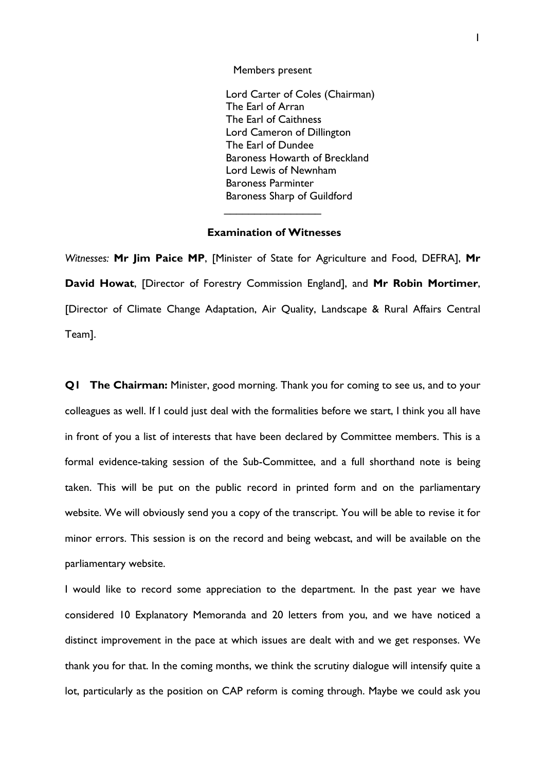Members present

Lord Carter of Coles (Chairman)
The Earl of Arran
The Earl of Caithness
Lord Cameron of Dillington
The Earl of Dundee
Baroness Howarth of Breckland
Lord Lewis of Newnham
Baroness Parminter
Baroness Sharp of Guildford

________________

**Examination of Witnesses**

*Witnesses:* **Mr Jim Paice MP**, [Minister of State for Agriculture and Food, DEFRA], **Mr David Howat**, [Director of Forestry Commission England], and **Mr Robin Mortimer**, [Director of Climate Change Adaptation, Air Quality, Landscape & Rural Affairs Central Team].

**Q1 The Chairman:** Minister, good morning. Thank you for coming to see us, and to your colleagues as well. If I could just deal with the formalities before we start, I think you all have in front of you a list of interests that have been declared by Committee members. This is a formal evidence-taking session of the Sub-Committee, and a full shorthand note is being taken. This will be put on the public record in printed form and on the parliamentary website. We will obviously send you a copy of the transcript. You will be able to revise it for minor errors. This session is on the record and being webcast, and will be available on the parliamentary website.

I would like to record some appreciation to the department. In the past year we have considered 10 Explanatory Memoranda and 20 letters from you, and we have noticed a distinct improvement in the pace at which issues are dealt with and we get responses. We thank you for that. In the coming months, we think the scrutiny dialogue will intensify quite a lot, particularly as the position on CAP reform is coming through. Maybe we could ask you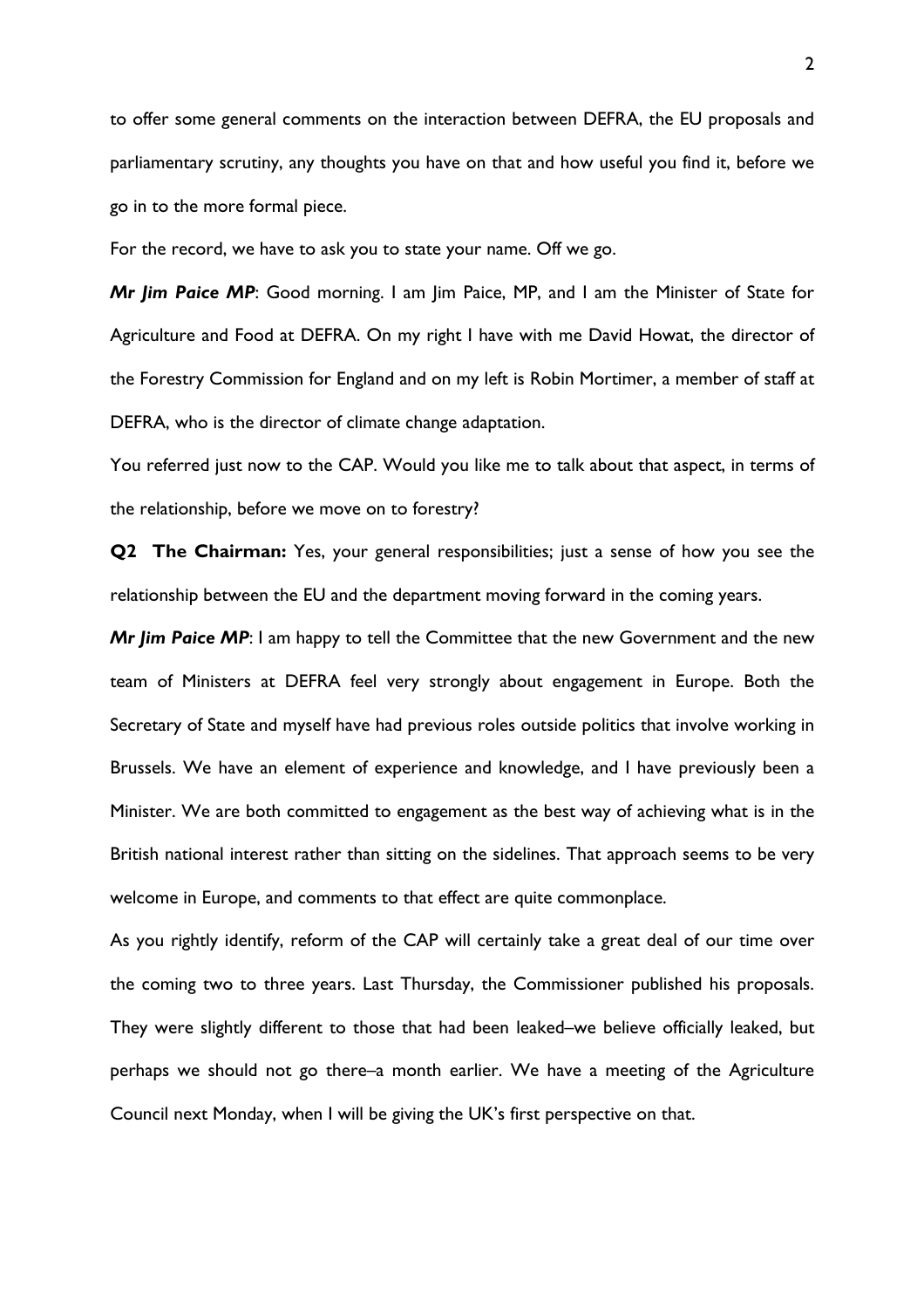to offer some general comments on the interaction between DEFRA, the EU proposals and parliamentary scrutiny, any thoughts you have on that and how useful you find it, before we go in to the more formal piece.

For the record, we have to ask you to state your name. Off we go.

***Mr Jim Paice MP***: Good morning. I am Jim Paice, MP, and I am the Minister of State for Agriculture and Food at DEFRA. On my right I have with me David Howat, the director of the Forestry Commission for England and on my left is Robin Mortimer, a member of staff at DEFRA, who is the director of climate change adaptation.

You referred just now to the CAP. Would you like me to talk about that aspect, in terms of the relationship, before we move on to forestry?

**Q2 The Chairman:** Yes, your general responsibilities; just a sense of how you see the relationship between the EU and the department moving forward in the coming years.

***Mr Jim Paice MP***: I am happy to tell the Committee that the new Government and the new team of Ministers at DEFRA feel very strongly about engagement in Europe. Both the Secretary of State and myself have had previous roles outside politics that involve working in Brussels. We have an element of experience and knowledge, and I have previously been a Minister. We are both committed to engagement as the best way of achieving what is in the British national interest rather than sitting on the sidelines. That approach seems to be very welcome in Europe, and comments to that effect are quite commonplace.

As you rightly identify, reform of the CAP will certainly take a great deal of our time over the coming two to three years. Last Thursday, the Commissioner published his proposals. They were slightly different to those that had been leaked–we believe officially leaked, but perhaps we should not go there–a month earlier. We have a meeting of the Agriculture Council next Monday, when I will be giving the UK's first perspective on that.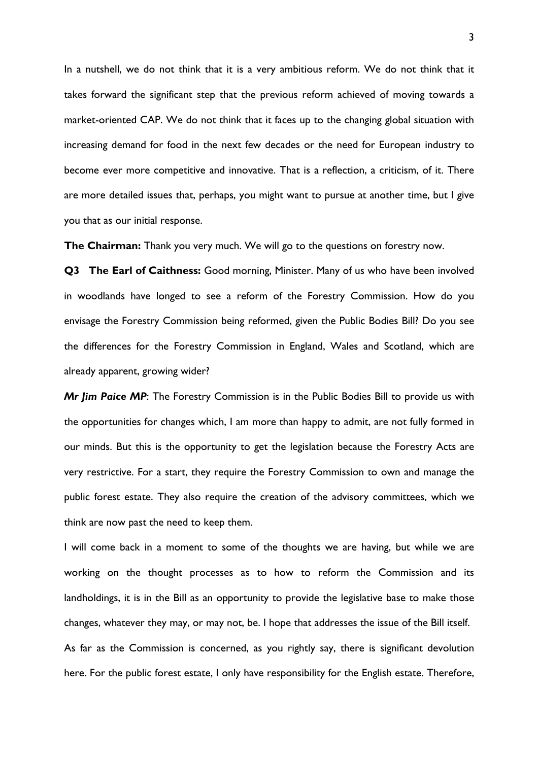In a nutshell, we do not think that it is a very ambitious reform. We do not think that it takes forward the significant step that the previous reform achieved of moving towards a market-oriented CAP. We do not think that it faces up to the changing global situation with increasing demand for food in the next few decades or the need for European industry to become ever more competitive and innovative. That is a reflection, a criticism, of it. There are more detailed issues that, perhaps, you might want to pursue at another time, but I give you that as our initial response.

**The Chairman:** Thank you very much. We will go to the questions on forestry now.

**Q3 The Earl of Caithness:** Good morning, Minister. Many of us who have been involved in woodlands have longed to see a reform of the Forestry Commission. How do you envisage the Forestry Commission being reformed, given the Public Bodies Bill? Do you see the differences for the Forestry Commission in England, Wales and Scotland, which are already apparent, growing wider?

***Mr Jim Paice MP***: The Forestry Commission is in the Public Bodies Bill to provide us with the opportunities for changes which, I am more than happy to admit, are not fully formed in our minds. But this is the opportunity to get the legislation because the Forestry Acts are very restrictive. For a start, they require the Forestry Commission to own and manage the public forest estate. They also require the creation of the advisory committees, which we think are now past the need to keep them.

I will come back in a moment to some of the thoughts we are having, but while we are working on the thought processes as to how to reform the Commission and its landholdings, it is in the Bill as an opportunity to provide the legislative base to make those changes, whatever they may, or may not, be. I hope that addresses the issue of the Bill itself.

As far as the Commission is concerned, as you rightly say, there is significant devolution here. For the public forest estate, I only have responsibility for the English estate. Therefore,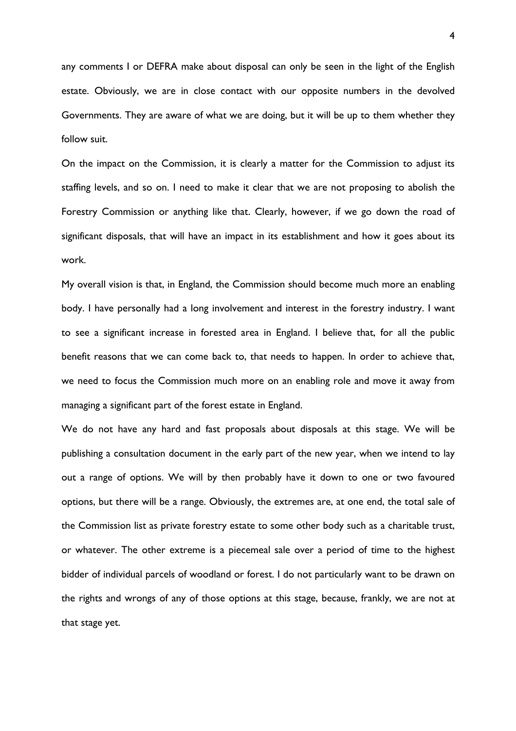any comments I or DEFRA make about disposal can only be seen in the light of the English estate. Obviously, we are in close contact with our opposite numbers in the devolved Governments. They are aware of what we are doing, but it will be up to them whether they follow suit.

On the impact on the Commission, it is clearly a matter for the Commission to adjust its staffing levels, and so on. I need to make it clear that we are not proposing to abolish the Forestry Commission or anything like that. Clearly, however, if we go down the road of significant disposals, that will have an impact in its establishment and how it goes about its work.

My overall vision is that, in England, the Commission should become much more an enabling body. I have personally had a long involvement and interest in the forestry industry. I want to see a significant increase in forested area in England. I believe that, for all the public benefit reasons that we can come back to, that needs to happen. In order to achieve that, we need to focus the Commission much more on an enabling role and move it away from managing a significant part of the forest estate in England.

We do not have any hard and fast proposals about disposals at this stage. We will be publishing a consultation document in the early part of the new year, when we intend to lay out a range of options. We will by then probably have it down to one or two favoured options, but there will be a range. Obviously, the extremes are, at one end, the total sale of the Commission list as private forestry estate to some other body such as a charitable trust, or whatever. The other extreme is a piecemeal sale over a period of time to the highest bidder of individual parcels of woodland or forest. I do not particularly want to be drawn on the rights and wrongs of any of those options at this stage, because, frankly, we are not at that stage yet.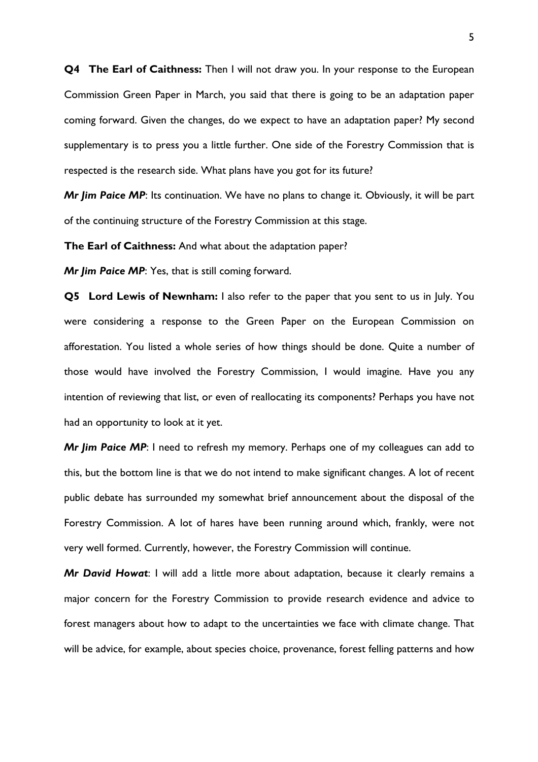**Q4 The Earl of Caithness:** Then I will not draw you. In your response to the European Commission Green Paper in March, you said that there is going to be an adaptation paper coming forward. Given the changes, do we expect to have an adaptation paper? My second supplementary is to press you a little further. One side of the Forestry Commission that is respected is the research side. What plans have you got for its future?

***Mr Jim Paice MP***: Its continuation. We have no plans to change it. Obviously, it will be part of the continuing structure of the Forestry Commission at this stage.

**The Earl of Caithness:** And what about the adaptation paper?

***Mr Jim Paice MP***: Yes, that is still coming forward.

**Q5 Lord Lewis of Newnham:** I also refer to the paper that you sent to us in July. You were considering a response to the Green Paper on the European Commission on afforestation. You listed a whole series of how things should be done. Quite a number of those would have involved the Forestry Commission, I would imagine. Have you any intention of reviewing that list, or even of reallocating its components? Perhaps you have not had an opportunity to look at it yet.

***Mr Jim Paice MP***: I need to refresh my memory. Perhaps one of my colleagues can add to this, but the bottom line is that we do not intend to make significant changes. A lot of recent public debate has surrounded my somewhat brief announcement about the disposal of the Forestry Commission. A lot of hares have been running around which, frankly, were not very well formed. Currently, however, the Forestry Commission will continue.

***Mr David Howat***: I will add a little more about adaptation, because it clearly remains a major concern for the Forestry Commission to provide research evidence and advice to forest managers about how to adapt to the uncertainties we face with climate change. That will be advice, for example, about species choice, provenance, forest felling patterns and how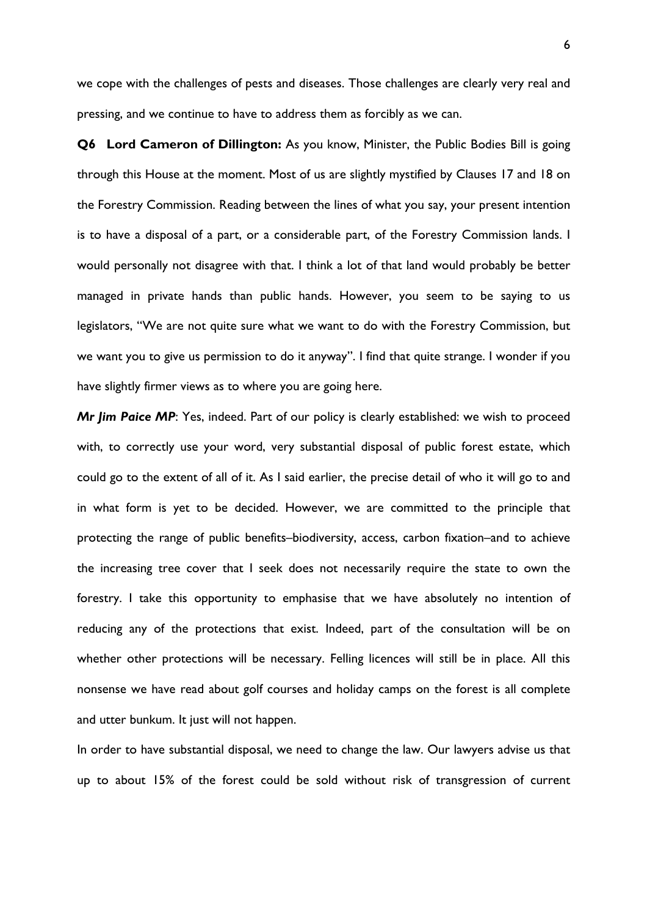we cope with the challenges of pests and diseases. Those challenges are clearly very real and pressing, and we continue to have to address them as forcibly as we can.

**Q6 Lord Cameron of Dillington:** As you know, Minister, the Public Bodies Bill is going through this House at the moment. Most of us are slightly mystified by Clauses 17 and 18 on the Forestry Commission. Reading between the lines of what you say, your present intention is to have a disposal of a part, or a considerable part, of the Forestry Commission lands. I would personally not disagree with that. I think a lot of that land would probably be better managed in private hands than public hands. However, you seem to be saying to us legislators, "We are not quite sure what we want to do with the Forestry Commission, but we want you to give us permission to do it anyway". I find that quite strange. I wonder if you have slightly firmer views as to where you are going here.

***Mr Jim Paice MP***: Yes, indeed. Part of our policy is clearly established: we wish to proceed with, to correctly use your word, very substantial disposal of public forest estate, which could go to the extent of all of it. As I said earlier, the precise detail of who it will go to and in what form is yet to be decided. However, we are committed to the principle that protecting the range of public benefits–biodiversity, access, carbon fixation–and to achieve the increasing tree cover that I seek does not necessarily require the state to own the forestry. I take this opportunity to emphasise that we have absolutely no intention of reducing any of the protections that exist. Indeed, part of the consultation will be on whether other protections will be necessary. Felling licences will still be in place. All this nonsense we have read about golf courses and holiday camps on the forest is all complete and utter bunkum. It just will not happen.

In order to have substantial disposal, we need to change the law. Our lawyers advise us that up to about 15% of the forest could be sold without risk of transgression of current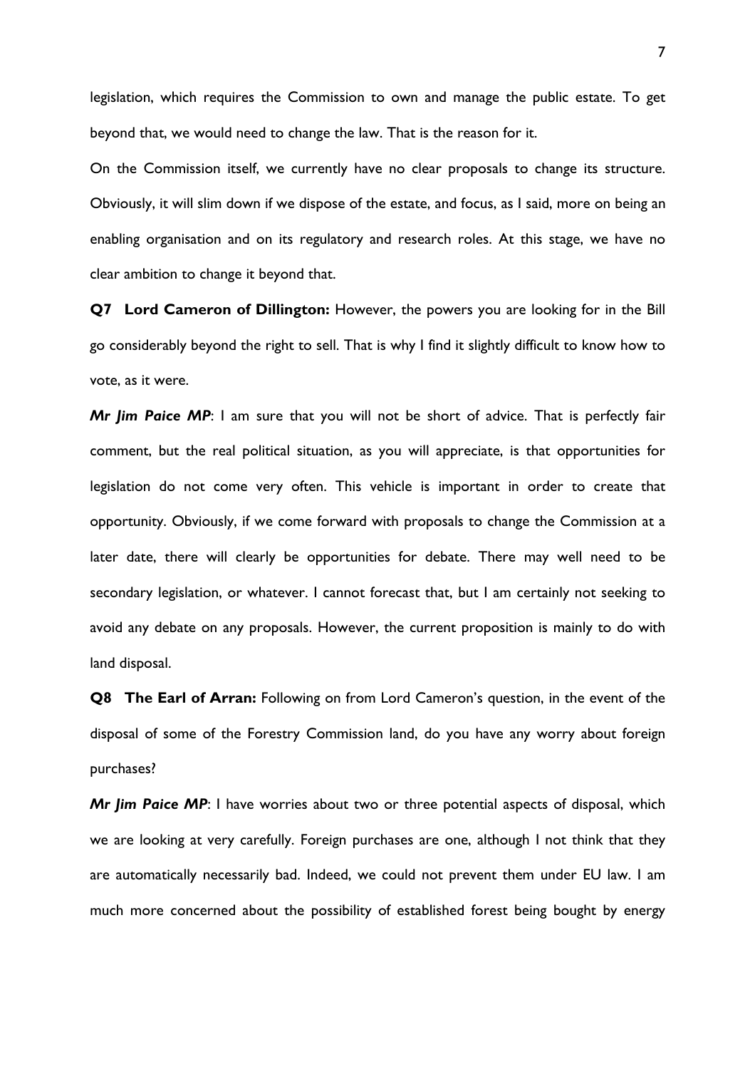legislation, which requires the Commission to own and manage the public estate. To get beyond that, we would need to change the law. That is the reason for it.

On the Commission itself, we currently have no clear proposals to change its structure. Obviously, it will slim down if we dispose of the estate, and focus, as I said, more on being an enabling organisation and on its regulatory and research roles. At this stage, we have no clear ambition to change it beyond that.

**Q7 Lord Cameron of Dillington:** However, the powers you are looking for in the Bill go considerably beyond the right to sell. That is why I find it slightly difficult to know how to vote, as it were.

***Mr Jim Paice MP***: I am sure that you will not be short of advice. That is perfectly fair comment, but the real political situation, as you will appreciate, is that opportunities for legislation do not come very often. This vehicle is important in order to create that opportunity. Obviously, if we come forward with proposals to change the Commission at a later date, there will clearly be opportunities for debate. There may well need to be secondary legislation, or whatever. I cannot forecast that, but I am certainly not seeking to avoid any debate on any proposals. However, the current proposition is mainly to do with land disposal.

**Q8 The Earl of Arran:** Following on from Lord Cameron's question, in the event of the disposal of some of the Forestry Commission land, do you have any worry about foreign purchases?

***Mr Jim Paice MP***: I have worries about two or three potential aspects of disposal, which we are looking at very carefully. Foreign purchases are one, although I not think that they are automatically necessarily bad. Indeed, we could not prevent them under EU law. I am much more concerned about the possibility of established forest being bought by energy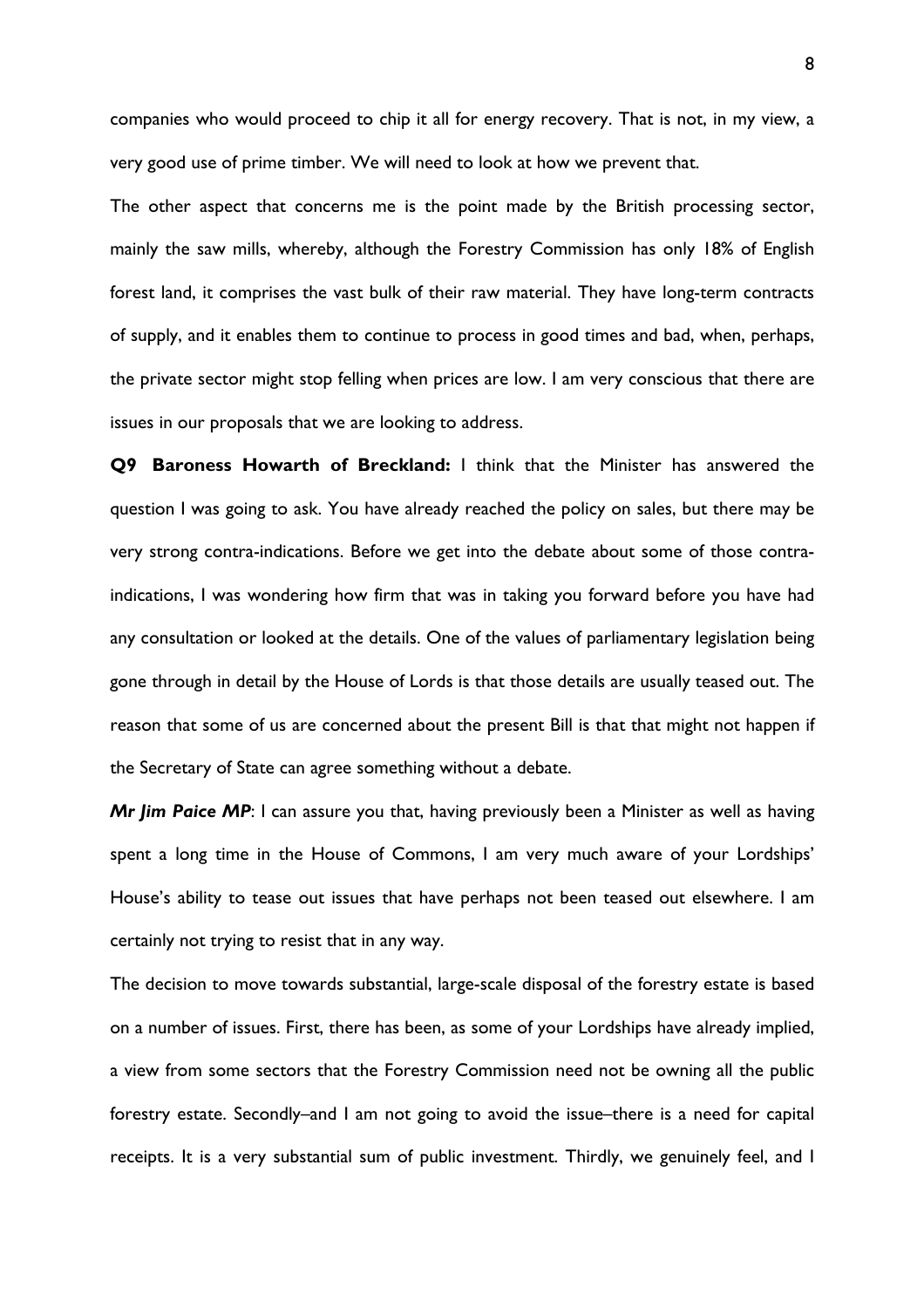companies who would proceed to chip it all for energy recovery. That is not, in my view, a very good use of prime timber. We will need to look at how we prevent that.

The other aspect that concerns me is the point made by the British processing sector, mainly the saw mills, whereby, although the Forestry Commission has only 18% of English forest land, it comprises the vast bulk of their raw material. They have long-term contracts of supply, and it enables them to continue to process in good times and bad, when, perhaps, the private sector might stop felling when prices are low. I am very conscious that there are issues in our proposals that we are looking to address.

**Q9 Baroness Howarth of Breckland:** I think that the Minister has answered the question I was going to ask. You have already reached the policy on sales, but there may be very strong contra-indications. Before we get into the debate about some of those contra-indications, I was wondering how firm that was in taking you forward before you have had any consultation or looked at the details. One of the values of parliamentary legislation being gone through in detail by the House of Lords is that those details are usually teased out. The reason that some of us are concerned about the present Bill is that that might not happen if the Secretary of State can agree something without a debate.

***Mr Jim Paice MP***: I can assure you that, having previously been a Minister as well as having spent a long time in the House of Commons, I am very much aware of your Lordships' House's ability to tease out issues that have perhaps not been teased out elsewhere. I am certainly not trying to resist that in any way.

The decision to move towards substantial, large-scale disposal of the forestry estate is based on a number of issues. First, there has been, as some of your Lordships have already implied, a view from some sectors that the Forestry Commission need not be owning all the public forestry estate. Secondly–and I am not going to avoid the issue–there is a need for capital receipts. It is a very substantial sum of public investment. Thirdly, we genuinely feel, and I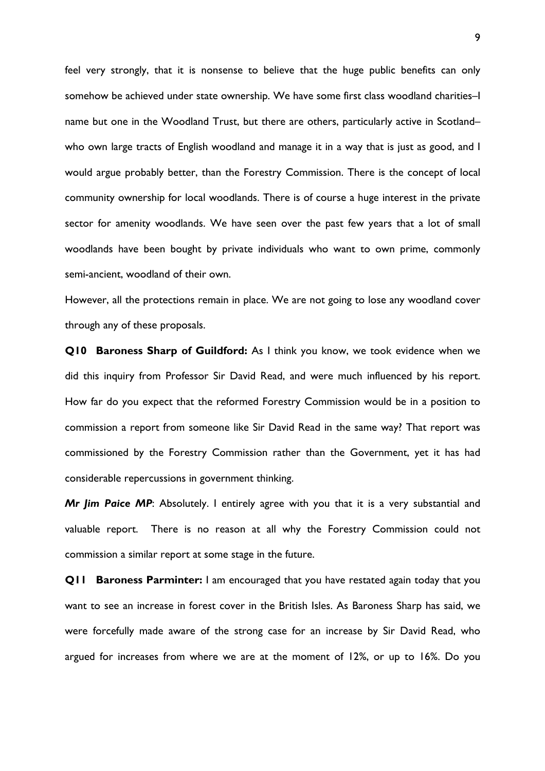feel very strongly, that it is nonsense to believe that the huge public benefits can only somehow be achieved under state ownership. We have some first class woodland charities–I name but one in the Woodland Trust, but there are others, particularly active in Scotland–who own large tracts of English woodland and manage it in a way that is just as good, and I would argue probably better, than the Forestry Commission. There is the concept of local community ownership for local woodlands. There is of course a huge interest in the private sector for amenity woodlands. We have seen over the past few years that a lot of small woodlands have been bought by private individuals who want to own prime, commonly semi-ancient, woodland of their own.

However, all the protections remain in place. We are not going to lose any woodland cover through any of these proposals.

**Q10 Baroness Sharp of Guildford:** As I think you know, we took evidence when we did this inquiry from Professor Sir David Read, and were much influenced by his report. How far do you expect that the reformed Forestry Commission would be in a position to commission a report from someone like Sir David Read in the same way? That report was commissioned by the Forestry Commission rather than the Government, yet it has had considerable repercussions in government thinking.

***Mr Jim Paice MP***: Absolutely. I entirely agree with you that it is a very substantial and valuable report. There is no reason at all why the Forestry Commission could not commission a similar report at some stage in the future.

**Q11 Baroness Parminter:** I am encouraged that you have restated again today that you want to see an increase in forest cover in the British Isles. As Baroness Sharp has said, we were forcefully made aware of the strong case for an increase by Sir David Read, who argued for increases from where we are at the moment of 12%, or up to 16%. Do you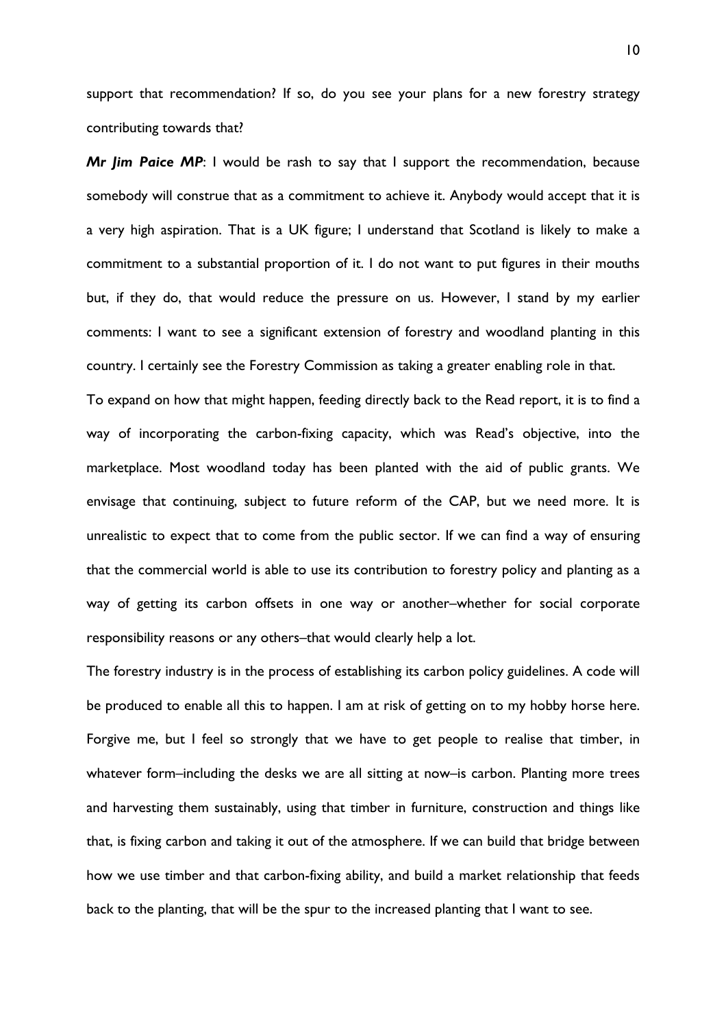support that recommendation? If so, do you see your plans for a new forestry strategy contributing towards that?

***Mr Jim Paice MP***: I would be rash to say that I support the recommendation, because somebody will construe that as a commitment to achieve it. Anybody would accept that it is a very high aspiration. That is a UK figure; I understand that Scotland is likely to make a commitment to a substantial proportion of it. I do not want to put figures in their mouths but, if they do, that would reduce the pressure on us. However, I stand by my earlier comments: I want to see a significant extension of forestry and woodland planting in this country. I certainly see the Forestry Commission as taking a greater enabling role in that.

To expand on how that might happen, feeding directly back to the Read report, it is to find a way of incorporating the carbon-fixing capacity, which was Read's objective, into the marketplace. Most woodland today has been planted with the aid of public grants. We envisage that continuing, subject to future reform of the CAP, but we need more. It is unrealistic to expect that to come from the public sector. If we can find a way of ensuring that the commercial world is able to use its contribution to forestry policy and planting as a way of getting its carbon offsets in one way or another–whether for social corporate responsibility reasons or any others–that would clearly help a lot.

The forestry industry is in the process of establishing its carbon policy guidelines. A code will be produced to enable all this to happen. I am at risk of getting on to my hobby horse here. Forgive me, but I feel so strongly that we have to get people to realise that timber, in whatever form–including the desks we are all sitting at now–is carbon. Planting more trees and harvesting them sustainably, using that timber in furniture, construction and things like that, is fixing carbon and taking it out of the atmosphere. If we can build that bridge between how we use timber and that carbon-fixing ability, and build a market relationship that feeds back to the planting, that will be the spur to the increased planting that I want to see.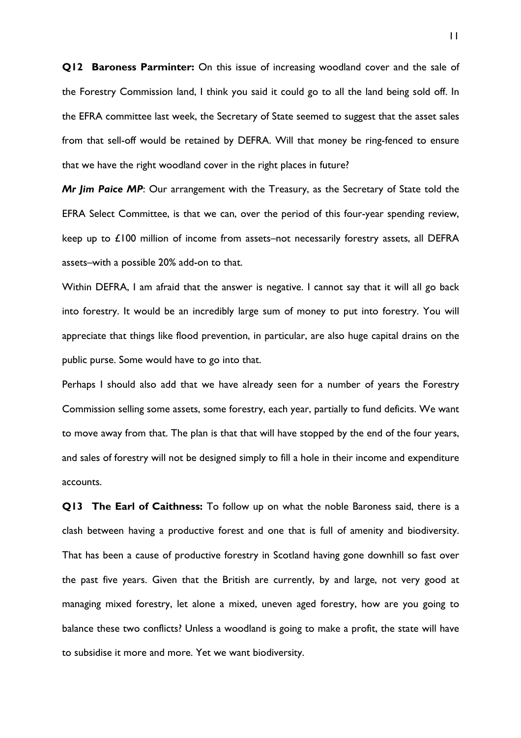**Q12 Baroness Parminter:** On this issue of increasing woodland cover and the sale of the Forestry Commission land, I think you said it could go to all the land being sold off. In the EFRA committee last week, the Secretary of State seemed to suggest that the asset sales from that sell-off would be retained by DEFRA. Will that money be ring-fenced to ensure that we have the right woodland cover in the right places in future?

***Mr Jim Paice MP***: Our arrangement with the Treasury, as the Secretary of State told the EFRA Select Committee, is that we can, over the period of this four-year spending review, keep up to £100 million of income from assets–not necessarily forestry assets, all DEFRA assets–with a possible 20% add-on to that.

Within DEFRA, I am afraid that the answer is negative. I cannot say that it will all go back into forestry. It would be an incredibly large sum of money to put into forestry. You will appreciate that things like flood prevention, in particular, are also huge capital drains on the public purse. Some would have to go into that.

Perhaps I should also add that we have already seen for a number of years the Forestry Commission selling some assets, some forestry, each year, partially to fund deficits. We want to move away from that. The plan is that that will have stopped by the end of the four years, and sales of forestry will not be designed simply to fill a hole in their income and expenditure accounts.

**Q13 The Earl of Caithness:** To follow up on what the noble Baroness said, there is a clash between having a productive forest and one that is full of amenity and biodiversity. That has been a cause of productive forestry in Scotland having gone downhill so fast over the past five years. Given that the British are currently, by and large, not very good at managing mixed forestry, let alone a mixed, uneven aged forestry, how are you going to balance these two conflicts? Unless a woodland is going to make a profit, the state will have to subsidise it more and more. Yet we want biodiversity.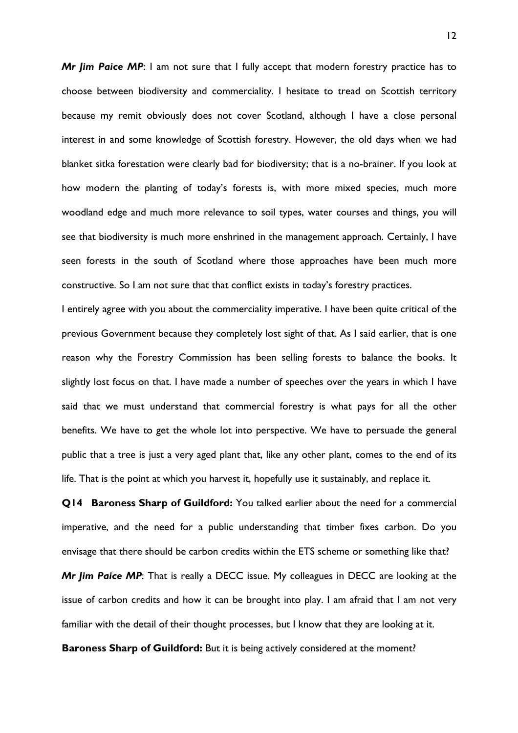***Mr Jim Paice MP***: I am not sure that I fully accept that modern forestry practice has to choose between biodiversity and commerciality. I hesitate to tread on Scottish territory because my remit obviously does not cover Scotland, although I have a close personal interest in and some knowledge of Scottish forestry. However, the old days when we had blanket sitka forestation were clearly bad for biodiversity; that is a no-brainer. If you look at how modern the planting of today's forests is, with more mixed species, much more woodland edge and much more relevance to soil types, water courses and things, you will see that biodiversity is much more enshrined in the management approach. Certainly, I have seen forests in the south of Scotland where those approaches have been much more constructive. So I am not sure that that conflict exists in today's forestry practices.

I entirely agree with you about the commerciality imperative. I have been quite critical of the previous Government because they completely lost sight of that. As I said earlier, that is one reason why the Forestry Commission has been selling forests to balance the books. It slightly lost focus on that. I have made a number of speeches over the years in which I have said that we must understand that commercial forestry is what pays for all the other benefits. We have to get the whole lot into perspective. We have to persuade the general public that a tree is just a very aged plant that, like any other plant, comes to the end of its life. That is the point at which you harvest it, hopefully use it sustainably, and replace it.

**Q14 Baroness Sharp of Guildford:** You talked earlier about the need for a commercial imperative, and the need for a public understanding that timber fixes carbon. Do you envisage that there should be carbon credits within the ETS scheme or something like that?

***Mr Jim Paice MP***: That is really a DECC issue. My colleagues in DECC are looking at the issue of carbon credits and how it can be brought into play. I am afraid that I am not very familiar with the detail of their thought processes, but I know that they are looking at it.

**Baroness Sharp of Guildford:** But it is being actively considered at the moment?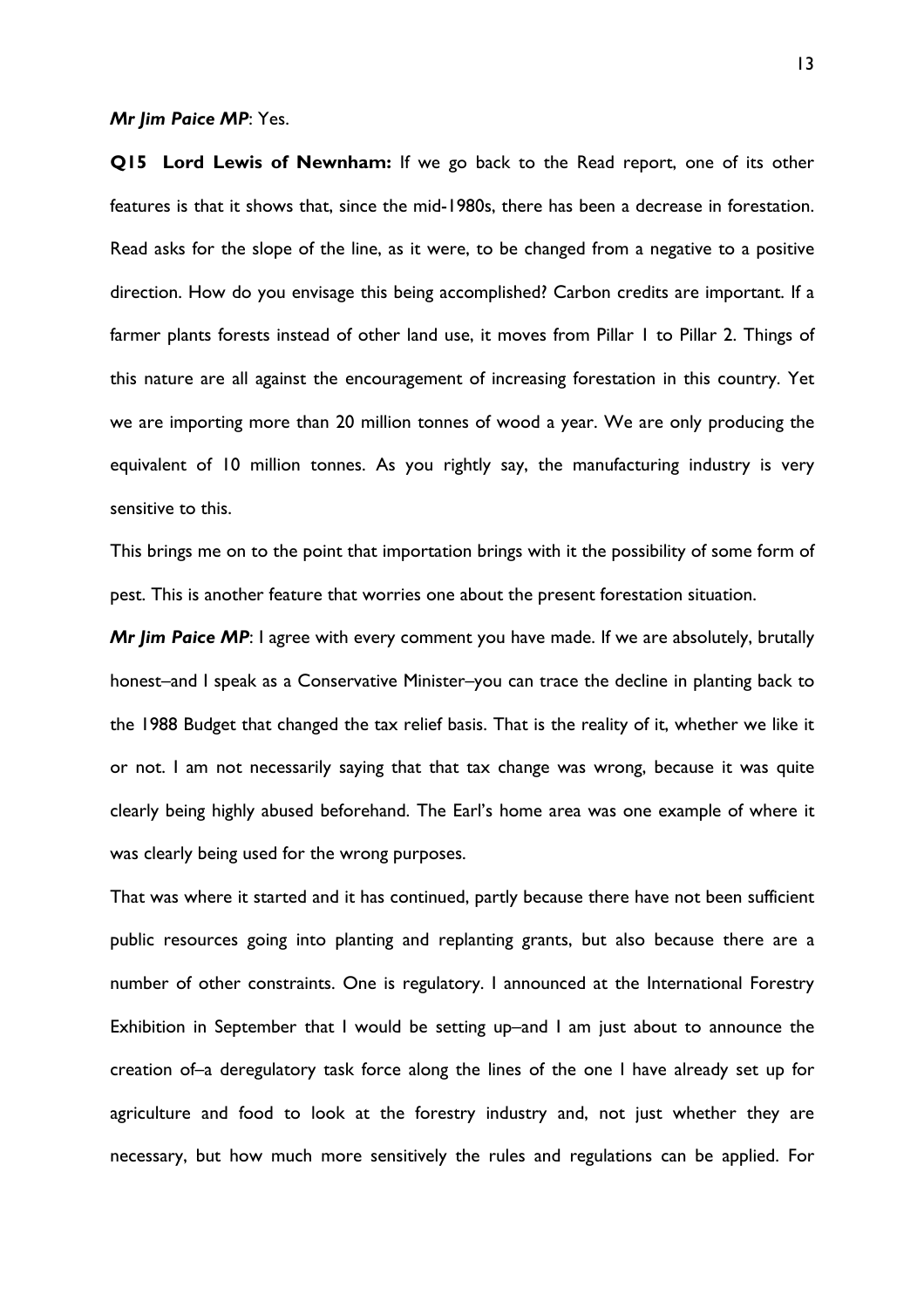***Mr Jim Paice MP***: Yes.

**Q15 Lord Lewis of Newnham:** If we go back to the Read report, one of its other features is that it shows that, since the mid-1980s, there has been a decrease in forestation. Read asks for the slope of the line, as it were, to be changed from a negative to a positive direction. How do you envisage this being accomplished? Carbon credits are important. If a farmer plants forests instead of other land use, it moves from Pillar 1 to Pillar 2. Things of this nature are all against the encouragement of increasing forestation in this country. Yet we are importing more than 20 million tonnes of wood a year. We are only producing the equivalent of 10 million tonnes. As you rightly say, the manufacturing industry is very sensitive to this.

This brings me on to the point that importation brings with it the possibility of some form of pest. This is another feature that worries one about the present forestation situation.

***Mr Jim Paice MP***: I agree with every comment you have made. If we are absolutely, brutally honest–and I speak as a Conservative Minister–you can trace the decline in planting back to the 1988 Budget that changed the tax relief basis. That is the reality of it, whether we like it or not. I am not necessarily saying that that tax change was wrong, because it was quite clearly being highly abused beforehand. The Earl's home area was one example of where it was clearly being used for the wrong purposes.

That was where it started and it has continued, partly because there have not been sufficient public resources going into planting and replanting grants, but also because there are a number of other constraints. One is regulatory. I announced at the International Forestry Exhibition in September that I would be setting up–and I am just about to announce the creation of–a deregulatory task force along the lines of the one I have already set up for agriculture and food to look at the forestry industry and, not just whether they are necessary, but how much more sensitively the rules and regulations can be applied. For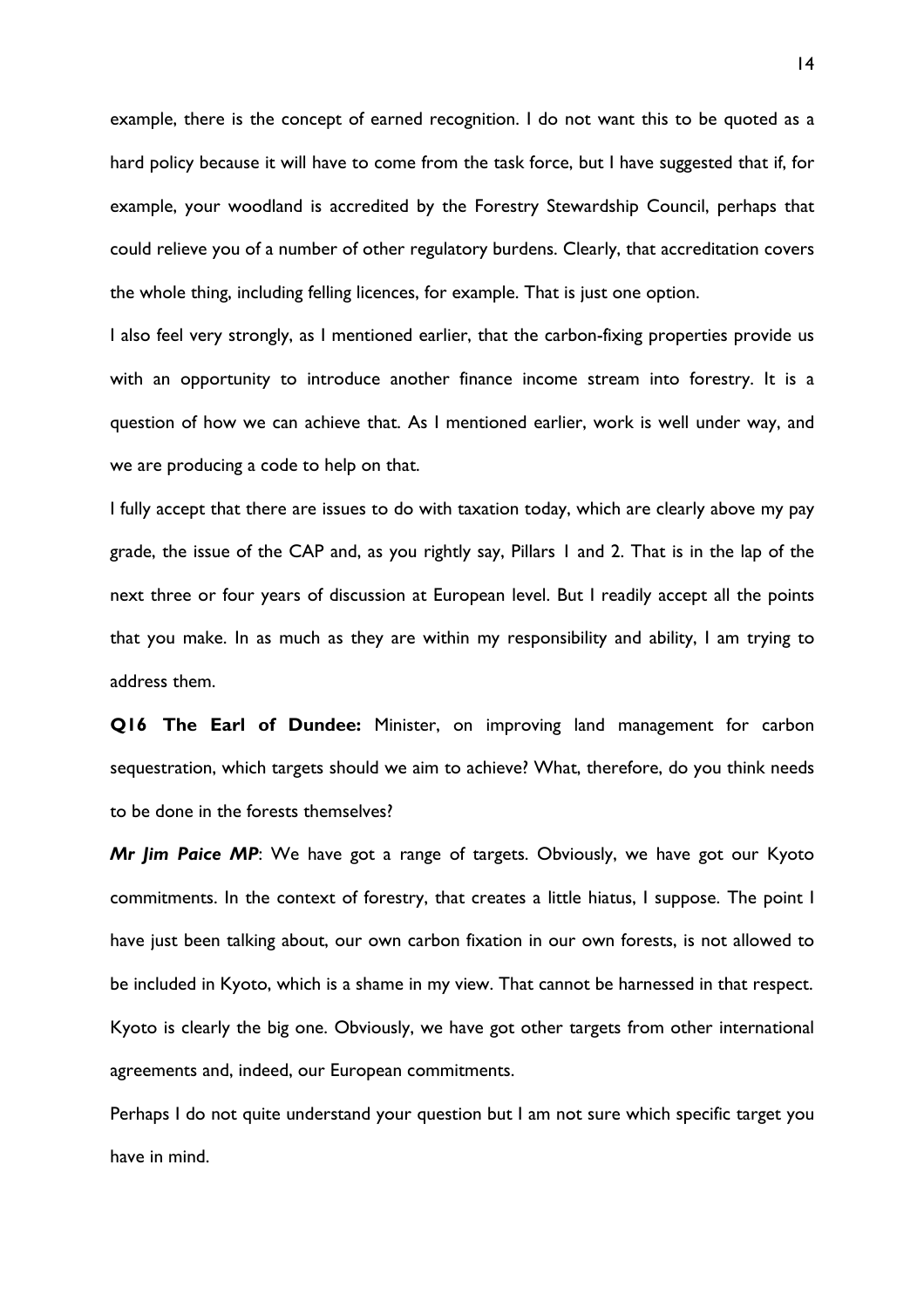example, there is the concept of earned recognition. I do not want this to be quoted as a hard policy because it will have to come from the task force, but I have suggested that if, for example, your woodland is accredited by the Forestry Stewardship Council, perhaps that could relieve you of a number of other regulatory burdens. Clearly, that accreditation covers the whole thing, including felling licences, for example. That is just one option.

I also feel very strongly, as I mentioned earlier, that the carbon-fixing properties provide us with an opportunity to introduce another finance income stream into forestry. It is a question of how we can achieve that. As I mentioned earlier, work is well under way, and we are producing a code to help on that.

I fully accept that there are issues to do with taxation today, which are clearly above my pay grade, the issue of the CAP and, as you rightly say, Pillars 1 and 2. That is in the lap of the next three or four years of discussion at European level. But I readily accept all the points that you make. In as much as they are within my responsibility and ability, I am trying to address them.

**Q16 The Earl of Dundee:** Minister, on improving land management for carbon sequestration, which targets should we aim to achieve? What, therefore, do you think needs to be done in the forests themselves?

***Mr Jim Paice MP***: We have got a range of targets. Obviously, we have got our Kyoto commitments. In the context of forestry, that creates a little hiatus, I suppose. The point I have just been talking about, our own carbon fixation in our own forests, is not allowed to be included in Kyoto, which is a shame in my view. That cannot be harnessed in that respect. Kyoto is clearly the big one. Obviously, we have got other targets from other international agreements and, indeed, our European commitments.

Perhaps I do not quite understand your question but I am not sure which specific target you have in mind.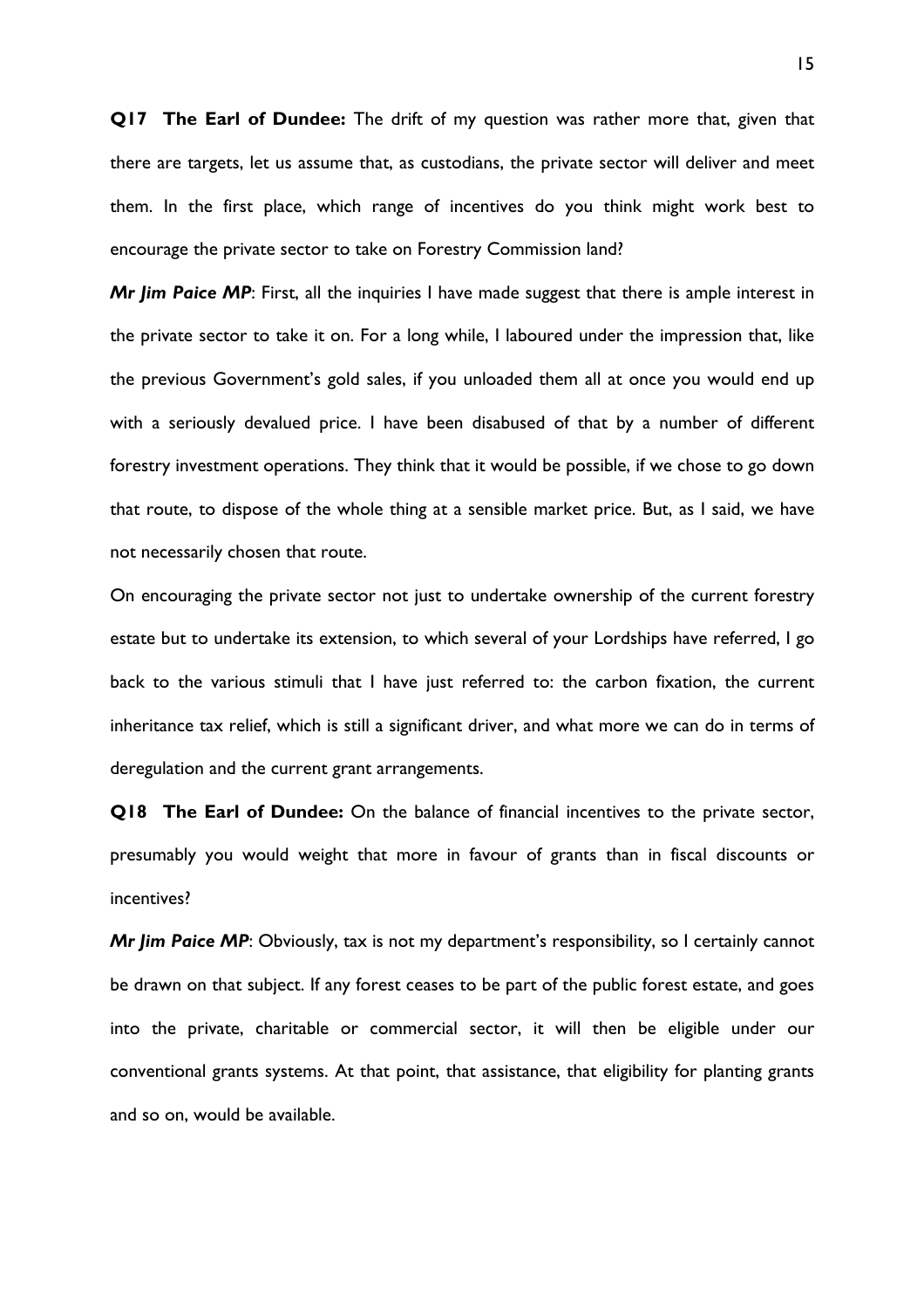**Q17 The Earl of Dundee:** The drift of my question was rather more that, given that there are targets, let us assume that, as custodians, the private sector will deliver and meet them. In the first place, which range of incentives do you think might work best to encourage the private sector to take on Forestry Commission land?

***Mr Jim Paice MP***: First, all the inquiries I have made suggest that there is ample interest in the private sector to take it on. For a long while, I laboured under the impression that, like the previous Government's gold sales, if you unloaded them all at once you would end up with a seriously devalued price. I have been disabused of that by a number of different forestry investment operations. They think that it would be possible, if we chose to go down that route, to dispose of the whole thing at a sensible market price. But, as I said, we have not necessarily chosen that route.

On encouraging the private sector not just to undertake ownership of the current forestry estate but to undertake its extension, to which several of your Lordships have referred, I go back to the various stimuli that I have just referred to: the carbon fixation, the current inheritance tax relief, which is still a significant driver, and what more we can do in terms of deregulation and the current grant arrangements.

**Q18 The Earl of Dundee:** On the balance of financial incentives to the private sector, presumably you would weight that more in favour of grants than in fiscal discounts or incentives?

***Mr Jim Paice MP***: Obviously, tax is not my department's responsibility, so I certainly cannot be drawn on that subject. If any forest ceases to be part of the public forest estate, and goes into the private, charitable or commercial sector, it will then be eligible under our conventional grants systems. At that point, that assistance, that eligibility for planting grants and so on, would be available.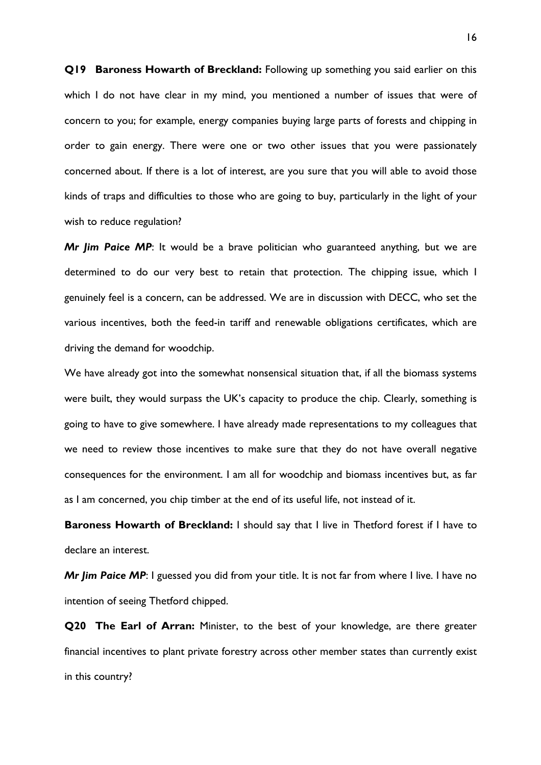**Q19 Baroness Howarth of Breckland:** Following up something you said earlier on this which I do not have clear in my mind, you mentioned a number of issues that were of concern to you; for example, energy companies buying large parts of forests and chipping in order to gain energy. There were one or two other issues that you were passionately concerned about. If there is a lot of interest, are you sure that you will able to avoid those kinds of traps and difficulties to those who are going to buy, particularly in the light of your wish to reduce regulation?

***Mr Jim Paice MP***: It would be a brave politician who guaranteed anything, but we are determined to do our very best to retain that protection. The chipping issue, which I genuinely feel is a concern, can be addressed. We are in discussion with DECC, who set the various incentives, both the feed-in tariff and renewable obligations certificates, which are driving the demand for woodchip.

We have already got into the somewhat nonsensical situation that, if all the biomass systems were built, they would surpass the UK's capacity to produce the chip. Clearly, something is going to have to give somewhere. I have already made representations to my colleagues that we need to review those incentives to make sure that they do not have overall negative consequences for the environment. I am all for woodchip and biomass incentives but, as far as I am concerned, you chip timber at the end of its useful life, not instead of it.

**Baroness Howarth of Breckland:** I should say that I live in Thetford forest if I have to declare an interest.

***Mr Jim Paice MP***: I guessed you did from your title. It is not far from where I live. I have no intention of seeing Thetford chipped.

**Q20 The Earl of Arran:** Minister, to the best of your knowledge, are there greater financial incentives to plant private forestry across other member states than currently exist in this country?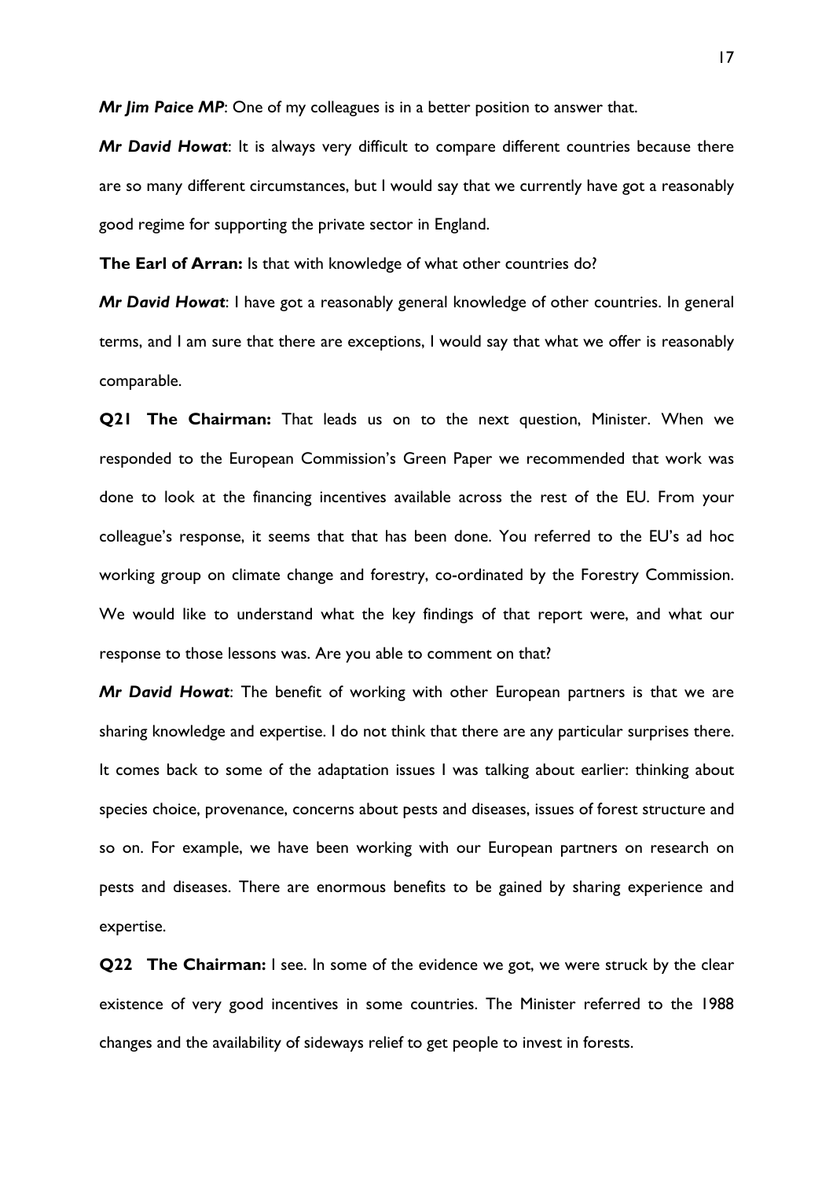***Mr Jim Paice MP***: One of my colleagues is in a better position to answer that.

***Mr David Howat***: It is always very difficult to compare different countries because there are so many different circumstances, but I would say that we currently have got a reasonably good regime for supporting the private sector in England.

**The Earl of Arran:** Is that with knowledge of what other countries do?

***Mr David Howat***: I have got a reasonably general knowledge of other countries. In general terms, and I am sure that there are exceptions, I would say that what we offer is reasonably comparable.

**Q21 The Chairman:** That leads us on to the next question, Minister. When we responded to the European Commission's Green Paper we recommended that work was done to look at the financing incentives available across the rest of the EU. From your colleague's response, it seems that that has been done. You referred to the EU's ad hoc working group on climate change and forestry, co-ordinated by the Forestry Commission. We would like to understand what the key findings of that report were, and what our response to those lessons was. Are you able to comment on that?

***Mr David Howat***: The benefit of working with other European partners is that we are sharing knowledge and expertise. I do not think that there are any particular surprises there. It comes back to some of the adaptation issues I was talking about earlier: thinking about species choice, provenance, concerns about pests and diseases, issues of forest structure and so on. For example, we have been working with our European partners on research on pests and diseases. There are enormous benefits to be gained by sharing experience and expertise.

**Q22 The Chairman:** I see. In some of the evidence we got, we were struck by the clear existence of very good incentives in some countries. The Minister referred to the 1988 changes and the availability of sideways relief to get people to invest in forests.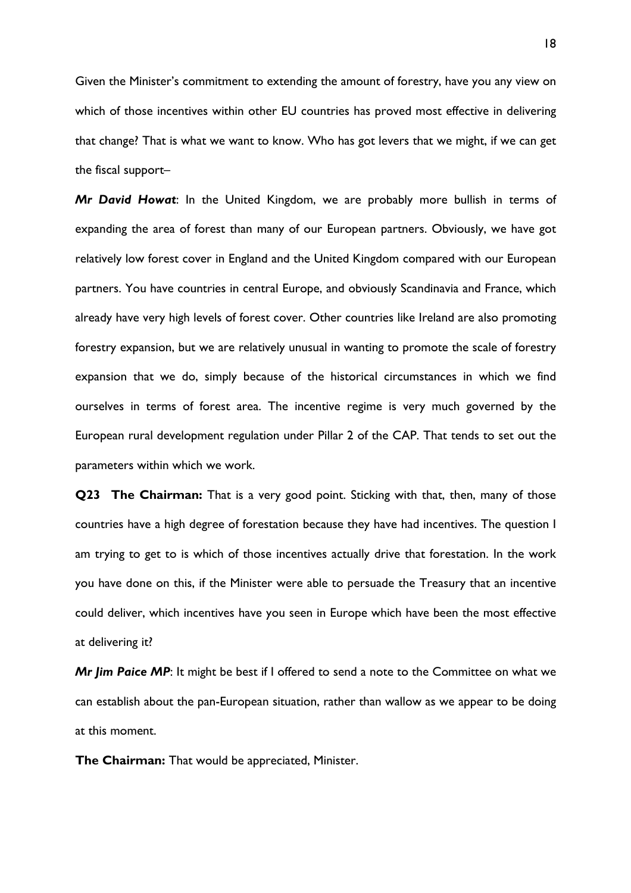Given the Minister's commitment to extending the amount of forestry, have you any view on which of those incentives within other EU countries has proved most effective in delivering that change? That is what we want to know. Who has got levers that we might, if we can get the fiscal support–

***Mr David Howat***: In the United Kingdom, we are probably more bullish in terms of expanding the area of forest than many of our European partners. Obviously, we have got relatively low forest cover in England and the United Kingdom compared with our European partners. You have countries in central Europe, and obviously Scandinavia and France, which already have very high levels of forest cover. Other countries like Ireland are also promoting forestry expansion, but we are relatively unusual in wanting to promote the scale of forestry expansion that we do, simply because of the historical circumstances in which we find ourselves in terms of forest area. The incentive regime is very much governed by the European rural development regulation under Pillar 2 of the CAP. That tends to set out the parameters within which we work.

**Q23 The Chairman:** That is a very good point. Sticking with that, then, many of those countries have a high degree of forestation because they have had incentives. The question I am trying to get to is which of those incentives actually drive that forestation. In the work you have done on this, if the Minister were able to persuade the Treasury that an incentive could deliver, which incentives have you seen in Europe which have been the most effective at delivering it?

***Mr Jim Paice MP***: It might be best if I offered to send a note to the Committee on what we can establish about the pan-European situation, rather than wallow as we appear to be doing at this moment.

**The Chairman:** That would be appreciated, Minister.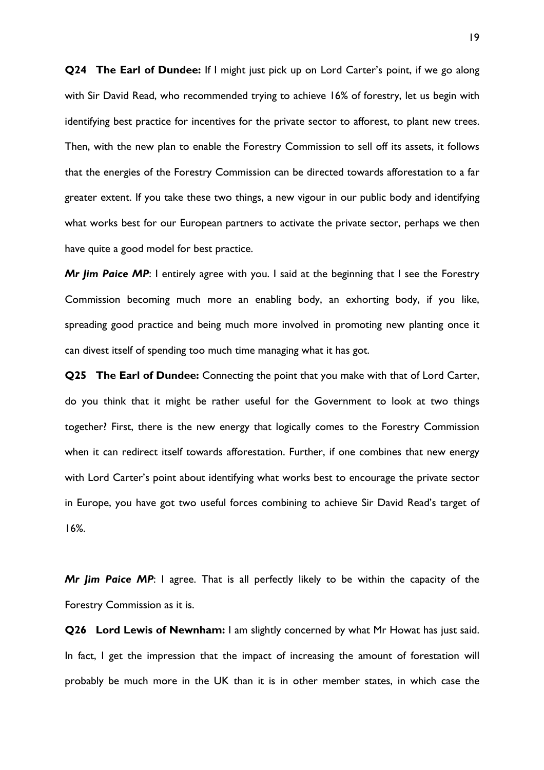**Q24 The Earl of Dundee:** If I might just pick up on Lord Carter's point, if we go along with Sir David Read, who recommended trying to achieve 16% of forestry, let us begin with identifying best practice for incentives for the private sector to afforest, to plant new trees. Then, with the new plan to enable the Forestry Commission to sell off its assets, it follows that the energies of the Forestry Commission can be directed towards afforestation to a far greater extent. If you take these two things, a new vigour in our public body and identifying what works best for our European partners to activate the private sector, perhaps we then have quite a good model for best practice.

***Mr Jim Paice MP***: I entirely agree with you. I said at the beginning that I see the Forestry Commission becoming much more an enabling body, an exhorting body, if you like, spreading good practice and being much more involved in promoting new planting once it can divest itself of spending too much time managing what it has got.

**Q25 The Earl of Dundee:** Connecting the point that you make with that of Lord Carter, do you think that it might be rather useful for the Government to look at two things together? First, there is the new energy that logically comes to the Forestry Commission when it can redirect itself towards afforestation. Further, if one combines that new energy with Lord Carter's point about identifying what works best to encourage the private sector in Europe, you have got two useful forces combining to achieve Sir David Read's target of 16%.

***Mr Jim Paice MP***: I agree. That is all perfectly likely to be within the capacity of the Forestry Commission as it is.

**Q26 Lord Lewis of Newnham:** I am slightly concerned by what Mr Howat has just said. In fact, I get the impression that the impact of increasing the amount of forestation will probably be much more in the UK than it is in other member states, in which case the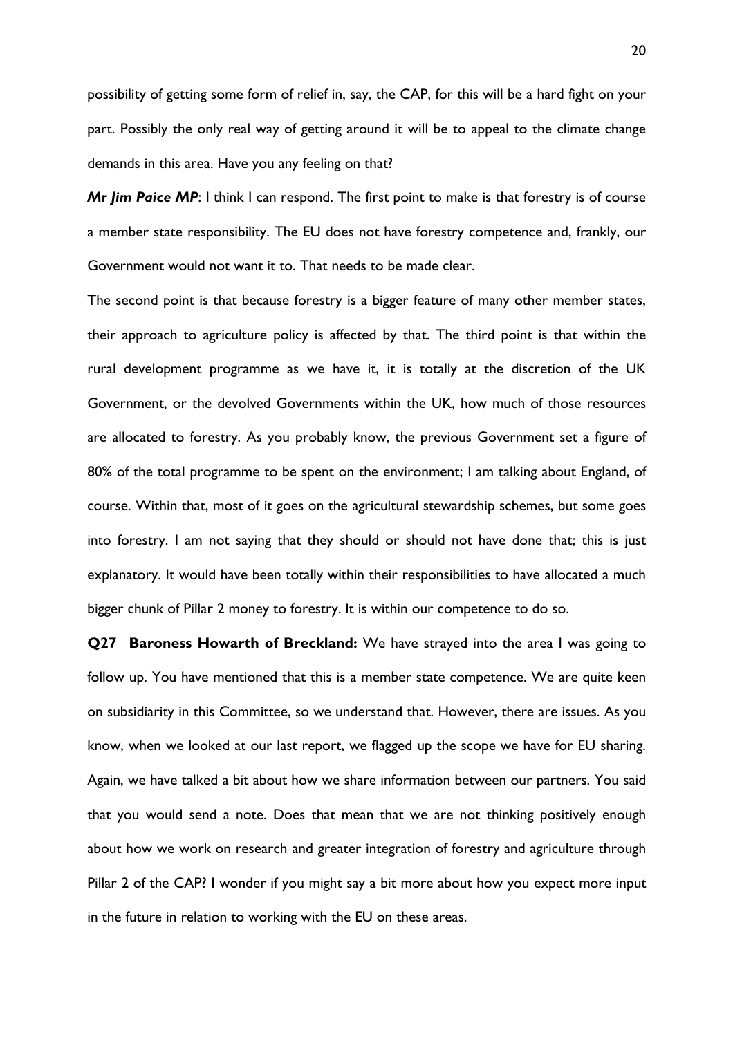possibility of getting some form of relief in, say, the CAP, for this will be a hard fight on your part. Possibly the only real way of getting around it will be to appeal to the climate change demands in this area. Have you any feeling on that?

***Mr Jim Paice MP***: I think I can respond. The first point to make is that forestry is of course a member state responsibility. The EU does not have forestry competence and, frankly, our Government would not want it to. That needs to be made clear.

The second point is that because forestry is a bigger feature of many other member states, their approach to agriculture policy is affected by that. The third point is that within the rural development programme as we have it, it is totally at the discretion of the UK Government, or the devolved Governments within the UK, how much of those resources are allocated to forestry. As you probably know, the previous Government set a figure of 80% of the total programme to be spent on the environment; I am talking about England, of course. Within that, most of it goes on the agricultural stewardship schemes, but some goes into forestry. I am not saying that they should or should not have done that; this is just explanatory. It would have been totally within their responsibilities to have allocated a much bigger chunk of Pillar 2 money to forestry. It is within our competence to do so.

**Q27 Baroness Howarth of Breckland:** We have strayed into the area I was going to follow up. You have mentioned that this is a member state competence. We are quite keen on subsidiarity in this Committee, so we understand that. However, there are issues. As you know, when we looked at our last report, we flagged up the scope we have for EU sharing. Again, we have talked a bit about how we share information between our partners. You said that you would send a note. Does that mean that we are not thinking positively enough about how we work on research and greater integration of forestry and agriculture through Pillar 2 of the CAP? I wonder if you might say a bit more about how you expect more input in the future in relation to working with the EU on these areas.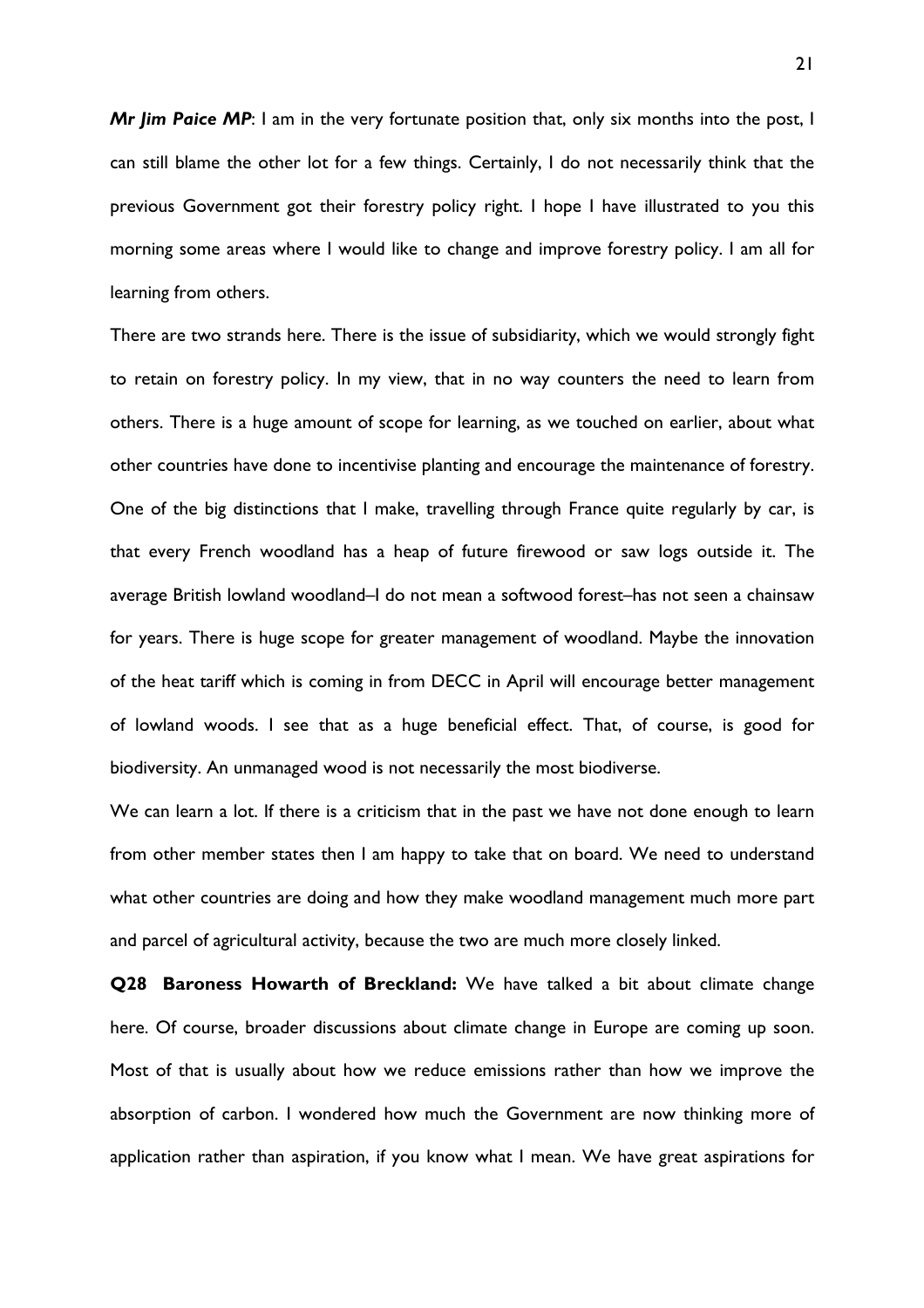***Mr Jim Paice MP***: I am in the very fortunate position that, only six months into the post, I can still blame the other lot for a few things. Certainly, I do not necessarily think that the previous Government got their forestry policy right. I hope I have illustrated to you this morning some areas where I would like to change and improve forestry policy. I am all for learning from others.

There are two strands here. There is the issue of subsidiarity, which we would strongly fight to retain on forestry policy. In my view, that in no way counters the need to learn from others. There is a huge amount of scope for learning, as we touched on earlier, about what other countries have done to incentivise planting and encourage the maintenance of forestry. One of the big distinctions that I make, travelling through France quite regularly by car, is that every French woodland has a heap of future firewood or saw logs outside it. The average British lowland woodland–I do not mean a softwood forest–has not seen a chainsaw for years. There is huge scope for greater management of woodland. Maybe the innovation of the heat tariff which is coming in from DECC in April will encourage better management of lowland woods. I see that as a huge beneficial effect. That, of course, is good for biodiversity. An unmanaged wood is not necessarily the most biodiverse.

We can learn a lot. If there is a criticism that in the past we have not done enough to learn from other member states then I am happy to take that on board. We need to understand what other countries are doing and how they make woodland management much more part and parcel of agricultural activity, because the two are much more closely linked.

**Q28 Baroness Howarth of Breckland:** We have talked a bit about climate change here. Of course, broader discussions about climate change in Europe are coming up soon. Most of that is usually about how we reduce emissions rather than how we improve the absorption of carbon. I wondered how much the Government are now thinking more of application rather than aspiration, if you know what I mean. We have great aspirations for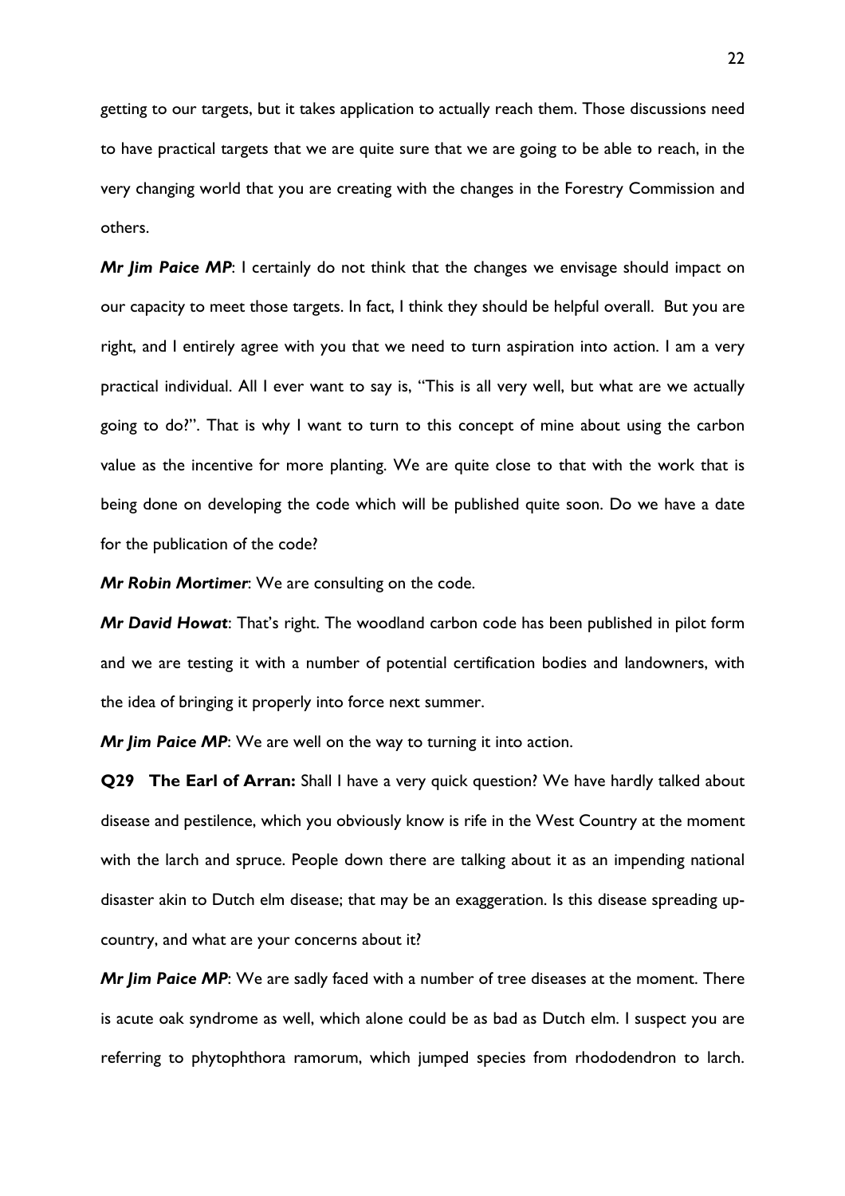getting to our targets, but it takes application to actually reach them. Those discussions need to have practical targets that we are quite sure that we are going to be able to reach, in the very changing world that you are creating with the changes in the Forestry Commission and others.

***Mr Jim Paice MP***: I certainly do not think that the changes we envisage should impact on our capacity to meet those targets. In fact, I think they should be helpful overall. But you are right, and I entirely agree with you that we need to turn aspiration into action. I am a very practical individual. All I ever want to say is, "This is all very well, but what are we actually going to do?". That is why I want to turn to this concept of mine about using the carbon value as the incentive for more planting. We are quite close to that with the work that is being done on developing the code which will be published quite soon. Do we have a date for the publication of the code?

***Mr Robin Mortimer***: We are consulting on the code.

***Mr David Howat***: That's right. The woodland carbon code has been published in pilot form and we are testing it with a number of potential certification bodies and landowners, with the idea of bringing it properly into force next summer.

***Mr Jim Paice MP***: We are well on the way to turning it into action.

**Q29 The Earl of Arran:** Shall I have a very quick question? We have hardly talked about disease and pestilence, which you obviously know is rife in the West Country at the moment with the larch and spruce. People down there are talking about it as an impending national disaster akin to Dutch elm disease; that may be an exaggeration. Is this disease spreading up-country, and what are your concerns about it?

***Mr Jim Paice MP***: We are sadly faced with a number of tree diseases at the moment. There is acute oak syndrome as well, which alone could be as bad as Dutch elm. I suspect you are referring to phytophthora ramorum, which jumped species from rhododendron to larch.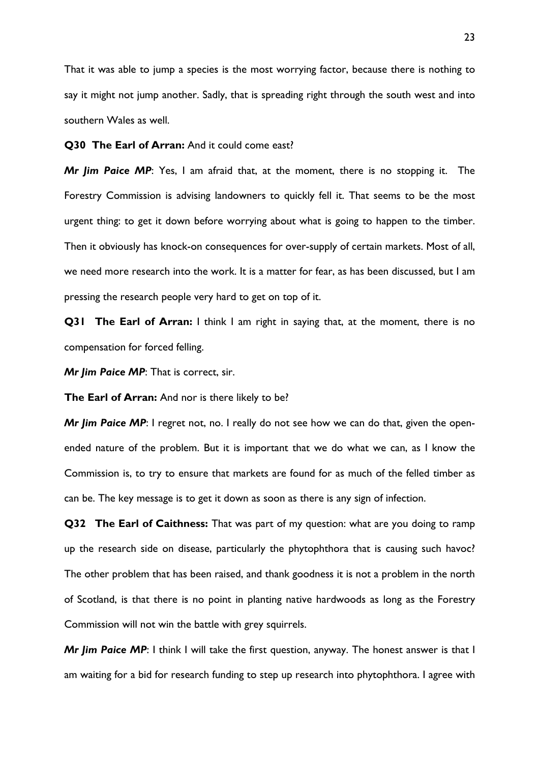That it was able to jump a species is the most worrying factor, because there is nothing to say it might not jump another. Sadly, that is spreading right through the south west and into southern Wales as well.

**Q30 The Earl of Arran:** And it could come east?

***Mr Jim Paice MP***: Yes, I am afraid that, at the moment, there is no stopping it. The Forestry Commission is advising landowners to quickly fell it. That seems to be the most urgent thing: to get it down before worrying about what is going to happen to the timber. Then it obviously has knock-on consequences for over-supply of certain markets. Most of all, we need more research into the work. It is a matter for fear, as has been discussed, but I am pressing the research people very hard to get on top of it.

**Q31 The Earl of Arran:** I think I am right in saying that, at the moment, there is no compensation for forced felling.

***Mr Jim Paice MP***: That is correct, sir.

**The Earl of Arran:** And nor is there likely to be?

***Mr Jim Paice MP***: I regret not, no. I really do not see how we can do that, given the open-ended nature of the problem. But it is important that we do what we can, as I know the Commission is, to try to ensure that markets are found for as much of the felled timber as can be. The key message is to get it down as soon as there is any sign of infection.

**Q32 The Earl of Caithness:** That was part of my question: what are you doing to ramp up the research side on disease, particularly the phytophthora that is causing such havoc? The other problem that has been raised, and thank goodness it is not a problem in the north of Scotland, is that there is no point in planting native hardwoods as long as the Forestry Commission will not win the battle with grey squirrels.

***Mr Jim Paice MP***: I think I will take the first question, anyway. The honest answer is that I am waiting for a bid for research funding to step up research into phytophthora. I agree with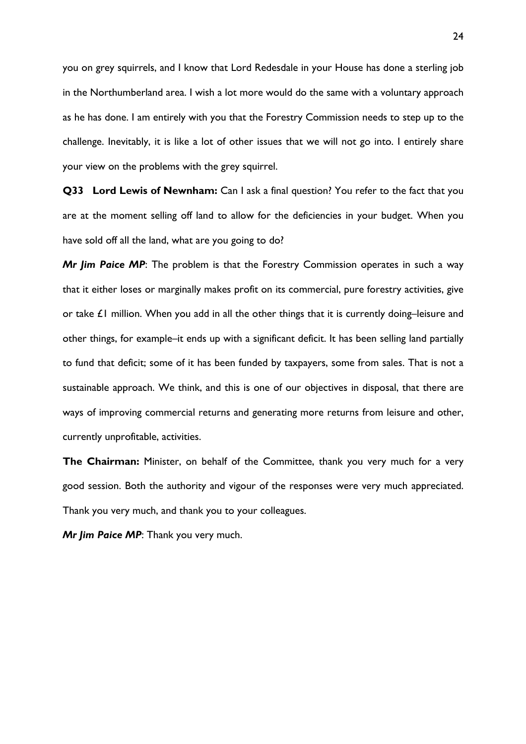you on grey squirrels, and I know that Lord Redesdale in your House has done a sterling job in the Northumberland area. I wish a lot more would do the same with a voluntary approach as he has done. I am entirely with you that the Forestry Commission needs to step up to the challenge. Inevitably, it is like a lot of other issues that we will not go into. I entirely share your view on the problems with the grey squirrel.

**Q33 Lord Lewis of Newnham:** Can I ask a final question? You refer to the fact that you are at the moment selling off land to allow for the deficiencies in your budget. When you have sold off all the land, what are you going to do?

***Mr Jim Paice MP***: The problem is that the Forestry Commission operates in such a way that it either loses or marginally makes profit on its commercial, pure forestry activities, give or take £1 million. When you add in all the other things that it is currently doing–leisure and other things, for example–it ends up with a significant deficit. It has been selling land partially to fund that deficit; some of it has been funded by taxpayers, some from sales. That is not a sustainable approach. We think, and this is one of our objectives in disposal, that there are ways of improving commercial returns and generating more returns from leisure and other, currently unprofitable, activities.

**The Chairman:** Minister, on behalf of the Committee, thank you very much for a very good session. Both the authority and vigour of the responses were very much appreciated. Thank you very much, and thank you to your colleagues.

***Mr Jim Paice MP***: Thank you very much.